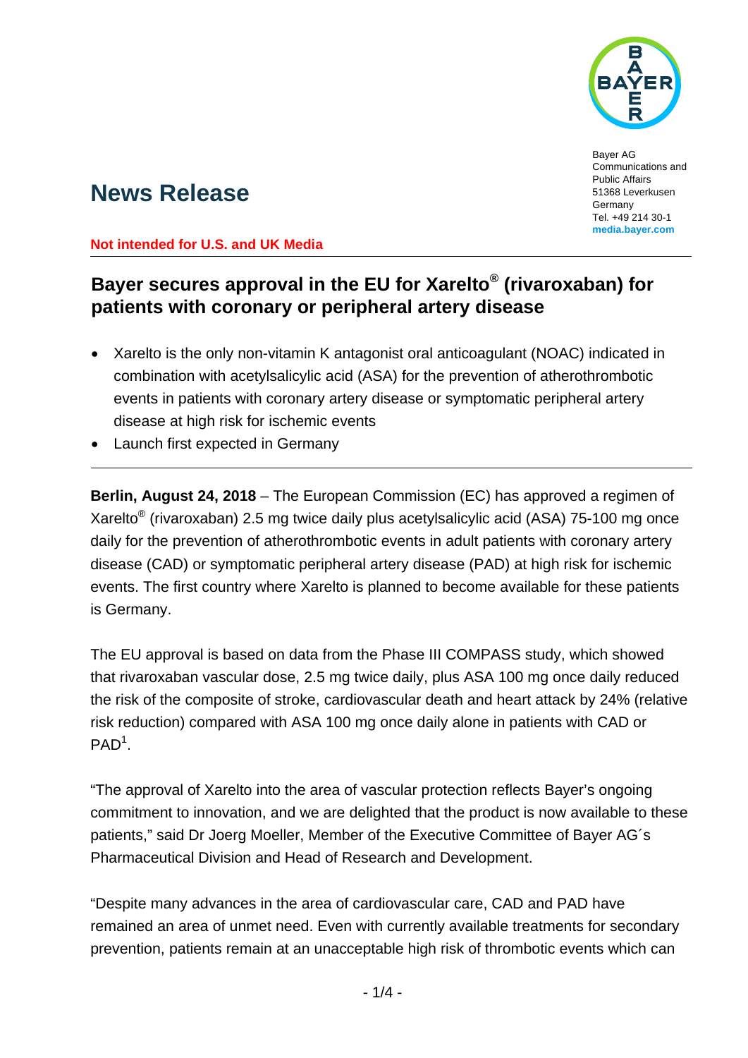Bayer AG
Communications and Public Affairs
51368 Leverkusen
Germany
Tel. +49 214 30-1
**media.bayer.com**

# News Release

**Not intended for U.S. and UK Media**

## Bayer secures approval in the EU for Xarelto® (rivaroxaban) for patients with coronary or peripheral artery disease

- Xarelto is the only non-vitamin K antagonist oral anticoagulant (NOAC) indicated in combination with acetylsalicylic acid (ASA) for the prevention of atherothrombotic events in patients with coronary artery disease or symptomatic peripheral artery disease at high risk for ischemic events
- Launch first expected in Germany

**Berlin, August 24, 2018** – The European Commission (EC) has approved a regimen of Xarelto® (rivaroxaban) 2.5 mg twice daily plus acetylsalicylic acid (ASA) 75-100 mg once daily for the prevention of atherothrombotic events in adult patients with coronary artery disease (CAD) or symptomatic peripheral artery disease (PAD) at high risk for ischemic events. The first country where Xarelto is planned to become available for these patients is Germany.

The EU approval is based on data from the Phase III COMPASS study, which showed that rivaroxaban vascular dose, 2.5 mg twice daily, plus ASA 100 mg once daily reduced the risk of the composite of stroke, cardiovascular death and heart attack by 24% (relative risk reduction) compared with ASA 100 mg once daily alone in patients with CAD or PAD[1].

"The approval of Xarelto into the area of vascular protection reflects Bayer's ongoing commitment to innovation, and we are delighted that the product is now available to these patients," said Dr Joerg Moeller, Member of the Executive Committee of Bayer AG´s Pharmaceutical Division and Head of Research and Development.

"Despite many advances in the area of cardiovascular care, CAD and PAD have remained an area of unmet need. Even with currently available treatments for secondary prevention, patients remain at an unacceptable high risk of thrombotic events which can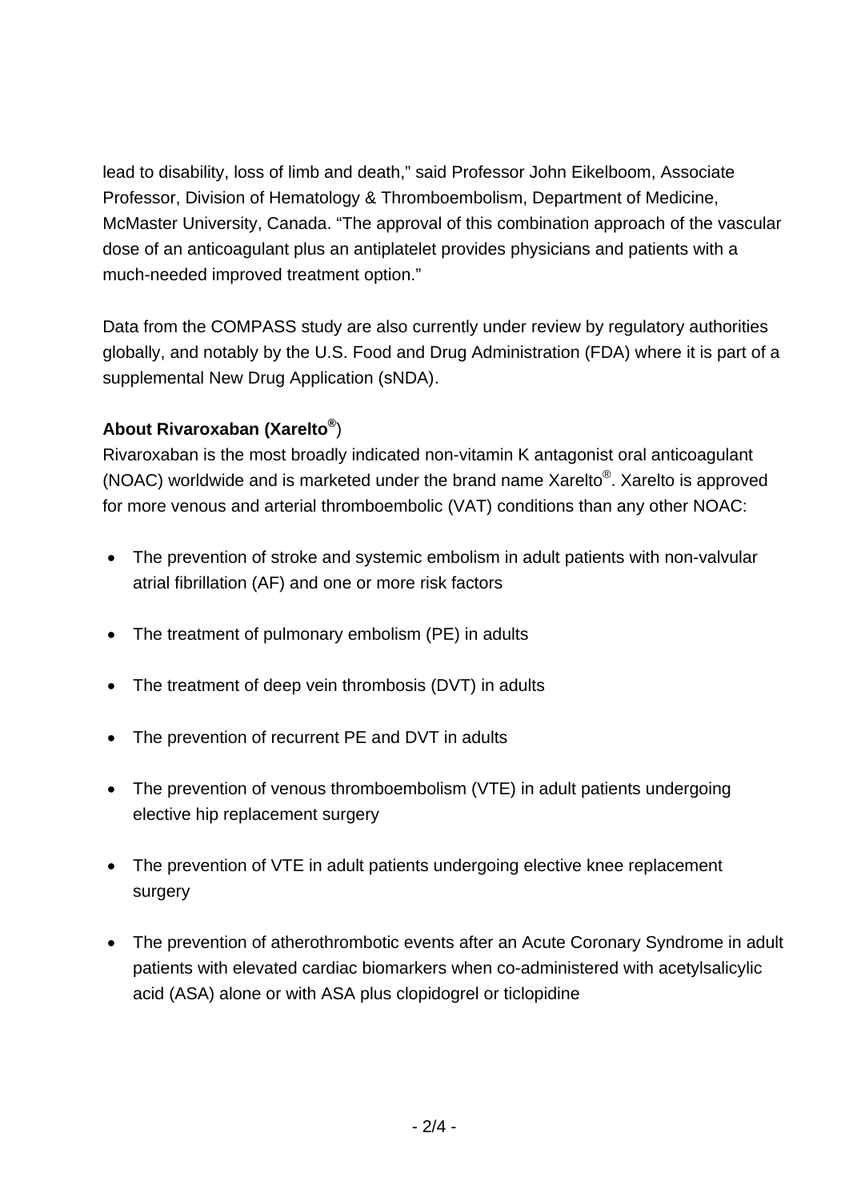lead to disability, loss of limb and death," said Professor John Eikelboom, Associate Professor, Division of Hematology & Thromboembolism, Department of Medicine, McMaster University, Canada. "The approval of this combination approach of the vascular dose of an anticoagulant plus an antiplatelet provides physicians and patients with a much-needed improved treatment option."

Data from the COMPASS study are also currently under review by regulatory authorities globally, and notably by the U.S. Food and Drug Administration (FDA) where it is part of a supplemental New Drug Application (sNDA).

**About Rivaroxaban (Xarelto®)**

Rivaroxaban is the most broadly indicated non-vitamin K antagonist oral anticoagulant (NOAC) worldwide and is marketed under the brand name Xarelto®. Xarelto is approved for more venous and arterial thromboembolic (VAT) conditions than any other NOAC:

- The prevention of stroke and systemic embolism in adult patients with non-valvular atrial fibrillation (AF) and one or more risk factors
- The treatment of pulmonary embolism (PE) in adults
- The treatment of deep vein thrombosis (DVT) in adults
- The prevention of recurrent PE and DVT in adults
- The prevention of venous thromboembolism (VTE) in adult patients undergoing elective hip replacement surgery
- The prevention of VTE in adult patients undergoing elective knee replacement surgery
- The prevention of atherothrombotic events after an Acute Coronary Syndrome in adult patients with elevated cardiac biomarkers when co-administered with acetylsalicylic acid (ASA) alone or with ASA plus clopidogrel or ticlopidine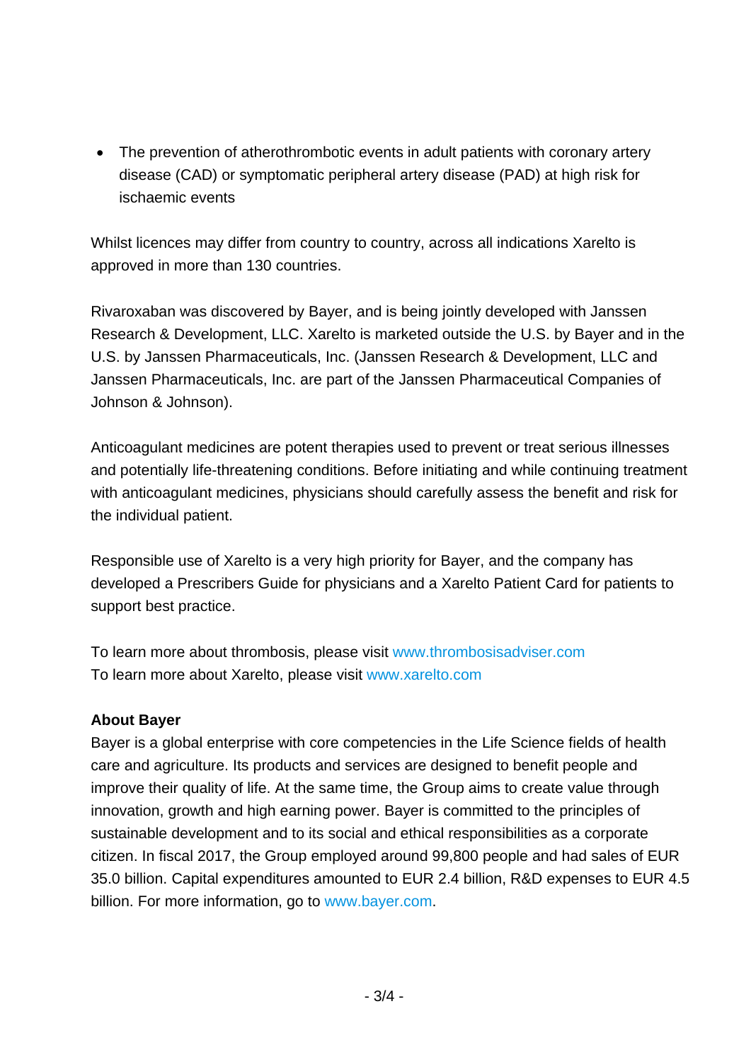- The prevention of atherothrombotic events in adult patients with coronary artery disease (CAD) or symptomatic peripheral artery disease (PAD) at high risk for ischaemic events

Whilst licences may differ from country to country, across all indications Xarelto is approved in more than 130 countries.

Rivaroxaban was discovered by Bayer, and is being jointly developed with Janssen Research & Development, LLC. Xarelto is marketed outside the U.S. by Bayer and in the U.S. by Janssen Pharmaceuticals, Inc. (Janssen Research & Development, LLC and Janssen Pharmaceuticals, Inc. are part of the Janssen Pharmaceutical Companies of Johnson & Johnson).

Anticoagulant medicines are potent therapies used to prevent or treat serious illnesses and potentially life-threatening conditions. Before initiating and while continuing treatment with anticoagulant medicines, physicians should carefully assess the benefit and risk for the individual patient.

Responsible use of Xarelto is a very high priority for Bayer, and the company has developed a Prescribers Guide for physicians and a Xarelto Patient Card for patients to support best practice.

To learn more about thrombosis, please visit www.thrombosisadviser.com
To learn more about Xarelto, please visit www.xarelto.com

**About Bayer**
Bayer is a global enterprise with core competencies in the Life Science fields of health care and agriculture. Its products and services are designed to benefit people and improve their quality of life. At the same time, the Group aims to create value through innovation, growth and high earning power. Bayer is committed to the principles of sustainable development and to its social and ethical responsibilities as a corporate citizen. In fiscal 2017, the Group employed around 99,800 people and had sales of EUR 35.0 billion. Capital expenditures amounted to EUR 2.4 billion, R&D expenses to EUR 4.5 billion. For more information, go to www.bayer.com.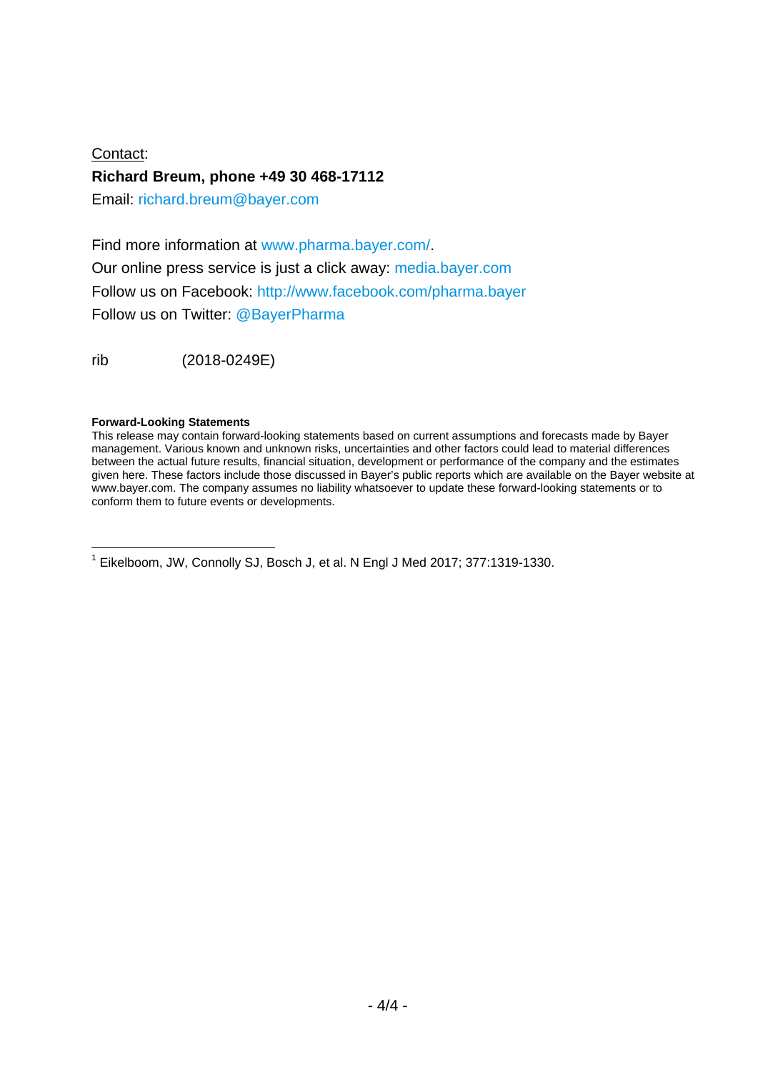Contact:

**Richard Breum, phone +49 30 468-17112**

Email: richard.breum@bayer.com

Find more information at www.pharma.bayer.com/.

Our online press service is just a click away: media.bayer.com

Follow us on Facebook: http://www.facebook.com/pharma.bayer

Follow us on Twitter: @BayerPharma

rib (2018-0249E)

**Forward-Looking Statements**

This release may contain forward-looking statements based on current assumptions and forecasts made by Bayer management. Various known and unknown risks, uncertainties and other factors could lead to material differences between the actual future results, financial situation, development or performance of the company and the estimates given here. These factors include those discussed in Bayer's public reports which are available on the Bayer website at www.bayer.com. The company assumes no liability whatsoever to update these forward-looking statements or to conform them to future events or developments.

---

[1] Eikelboom, JW, Connolly SJ, Bosch J, et al. N Engl J Med 2017; 377:1319-1330.